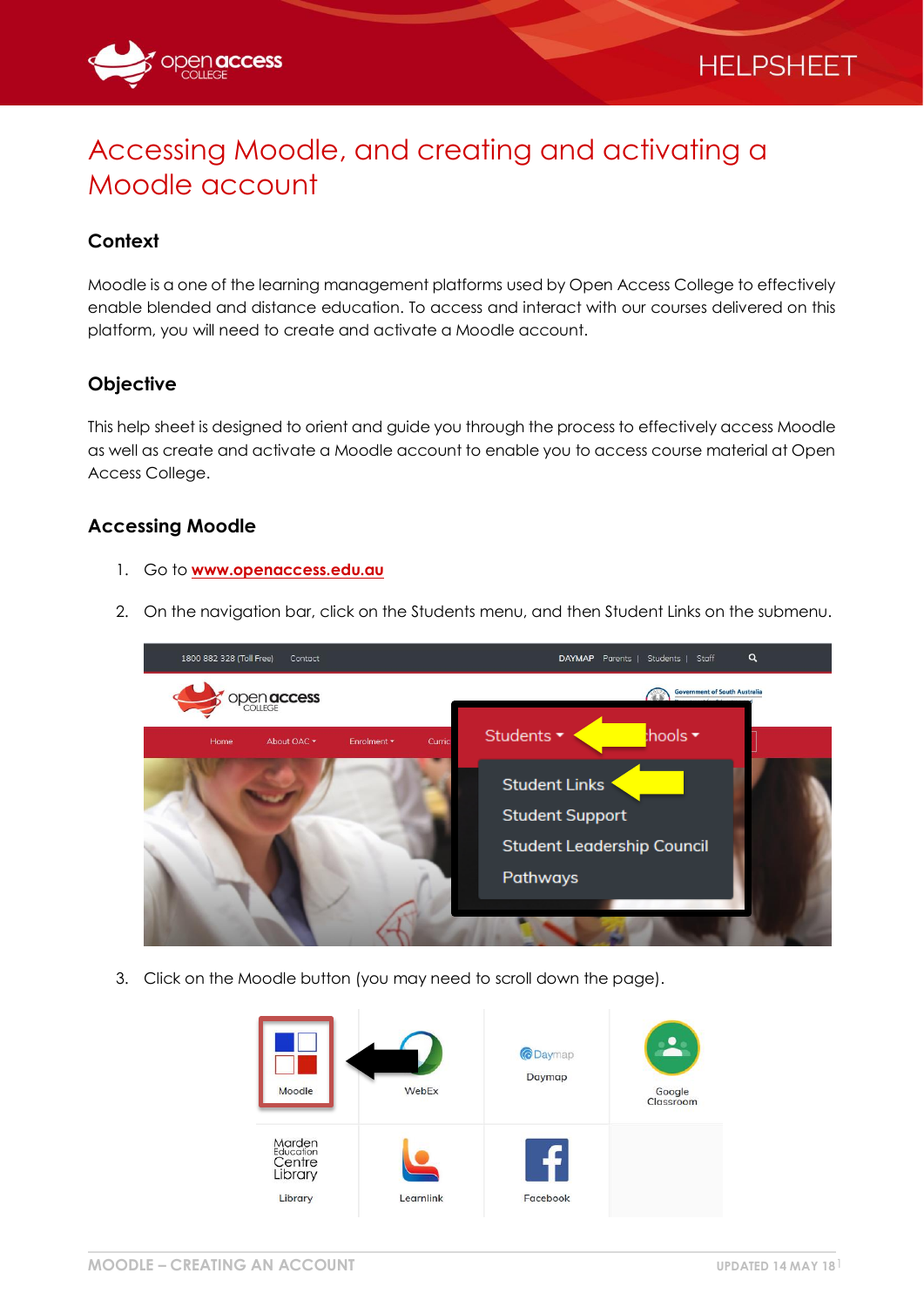# Accessing Moodle, and creating and activating a Moodle account

## Context

Moodle is a one of the learning management platforms used by Open Access College to effectively enable blended and distance education. To access and interact with our courses delivered on this platform, you will need to create and activate a Moodle account.

## Objective

This help sheet is designed to orient and guide you through the process to effectively access Moodle as well as create and activate a Moodle account to enable you to access course material at Open Access College.

## Accessing Moodle

1. Go to **www.openaccess.edu.au**
2. On the navigation bar, click on the Students menu, and then Student Links on the submenu.
3. Click on the Moodle button (you may need to scroll down the page).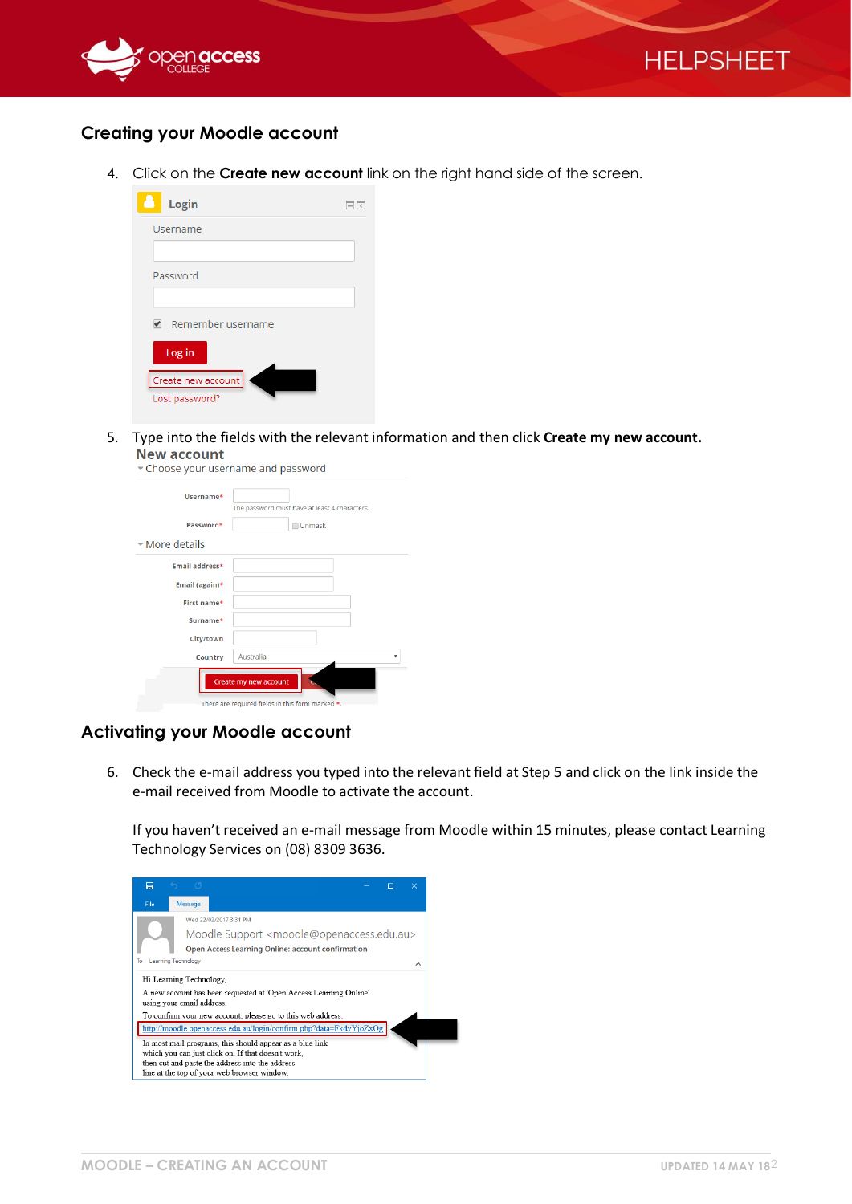## Creating your Moodle account

4. Click on the **Create new account** link on the right hand side of the screen.

5. Type into the fields with the relevant information and then click **Create my new account.**

## Activating your Moodle account

6. Check the e-mail address you typed into the relevant field at Step 5 and click on the link inside the e-mail received from Moodle to activate the account.

   If you haven't received an e-mail message from Moodle within 15 minutes, please contact Learning Technology Services on (08) 8309 3636.